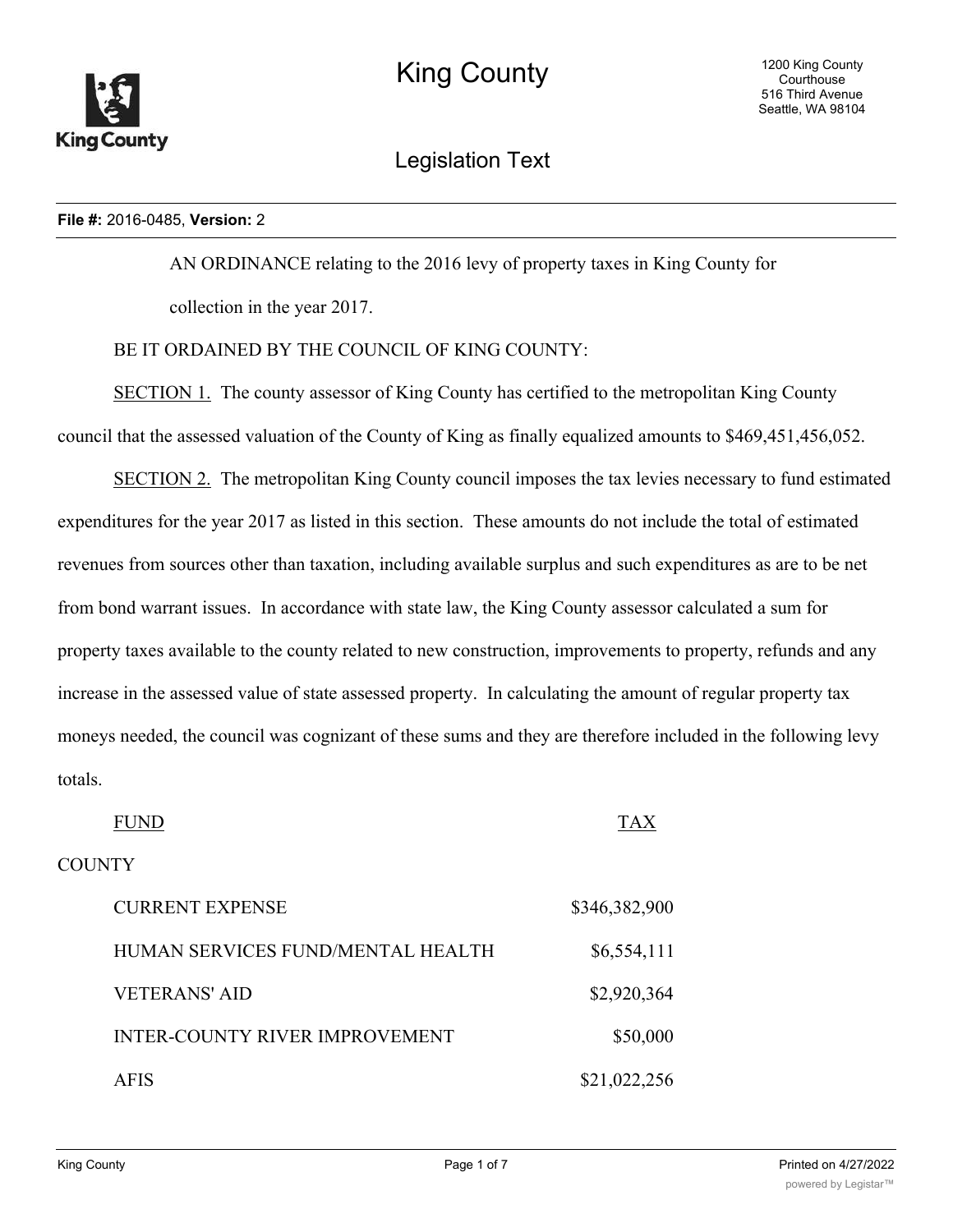**File #:** 2016-0485, **Version:** 2

AN ORDINANCE relating to the 2016 levy of property taxes in King County for collection in the year 2017.

BE IT ORDAINED BY THE COUNCIL OF KING COUNTY:

SECTION 1. The county assessor of King County has certified to the metropolitan King County council that the assessed valuation of the County of King as finally equalized amounts to $469,451,456,052.

SECTION 2. The metropolitan King County council imposes the tax levies necessary to fund estimated expenditures for the year 2017 as listed in this section. These amounts do not include the total of estimated revenues from sources other than taxation, including available surplus and such expenditures as are to be net from bond warrant issues. In accordance with state law, the King County assessor calculated a sum for property taxes available to the county related to new construction, improvements to property, refunds and any increase in the assessed value of state assessed property. In calculating the amount of regular property tax moneys needed, the council was cognizant of these sums and they are therefore included in the following levy totals.

| FUND | TAX |
|---|---|
| COUNTY | |
| CURRENT EXPENSE | $346,382,900 |
| HUMAN SERVICES FUND/MENTAL HEALTH | $6,554,111 |
| VETERANS' AID | $2,920,364 |
| INTER-COUNTY RIVER IMPROVEMENT | $50,000 |
| AFIS | $21,022,256 |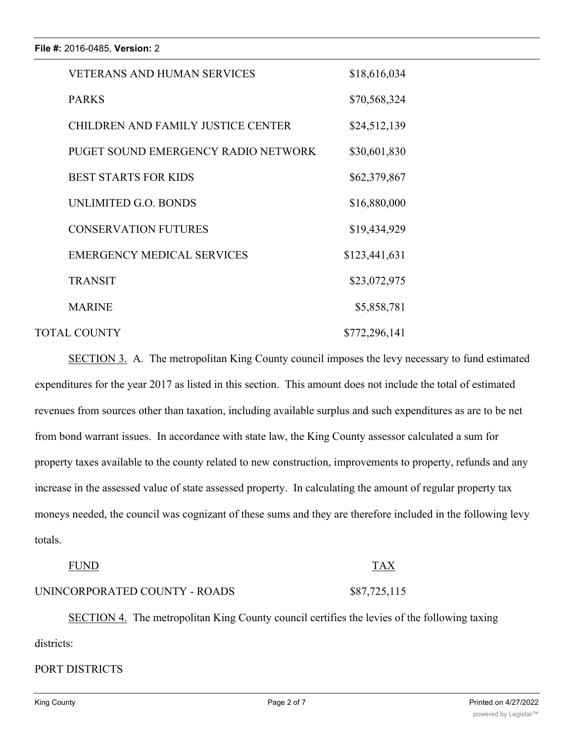| | |
|---|---|
| VETERANS AND HUMAN SERVICES | $18,616,034 |
| PARKS | $70,568,324 |
| CHILDREN AND FAMILY JUSTICE CENTER | $24,512,139 |
| PUGET SOUND EMERGENCY RADIO NETWORK | $30,601,830 |
| BEST STARTS FOR KIDS | $62,379,867 |
| UNLIMITED G.O. BONDS | $16,880,000 |
| CONSERVATION FUTURES | $19,434,929 |
| EMERGENCY MEDICAL SERVICES | $123,441,631 |
| TRANSIT | $23,072,975 |
| MARINE | $5,858,781 |
| TOTAL COUNTY | $772,296,141 |

SECTION 3. A. The metropolitan King County council imposes the levy necessary to fund estimated expenditures for the year 2017 as listed in this section. This amount does not include the total of estimated revenues from sources other than taxation, including available surplus and such expenditures as are to be net from bond warrant issues. In accordance with state law, the King County assessor calculated a sum for property taxes available to the county related to new construction, improvements to property, refunds and any increase in the assessed value of state assessed property. In calculating the amount of regular property tax moneys needed, the council was cognizant of these sums and they are therefore included in the following levy totals.

| FUND | TAX |
|---|---|
| UNINCORPORATED COUNTY - ROADS | $87,725,115 |

SECTION 4. The metropolitan King County council certifies the levies of the following taxing districts:

PORT DISTRICTS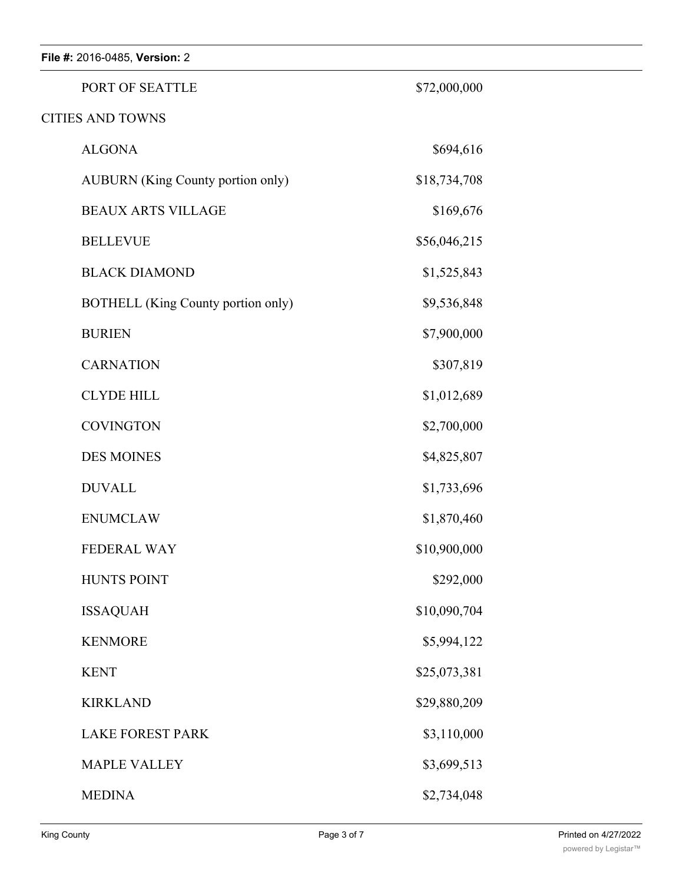| | |
|---|---|
| PORT OF SEATTLE | $72,000,000 |
| **CITIES AND TOWNS** | |
| ALGONA | $694,616 |
| AUBURN (King County portion only) | $18,734,708 |
| BEAUX ARTS VILLAGE | $169,676 |
| BELLEVUE | $56,046,215 |
| BLACK DIAMOND | $1,525,843 |
| BOTHELL (King County portion only) | $9,536,848 |
| BURIEN | $7,900,000 |
| CARNATION | $307,819 |
| CLYDE HILL | $1,012,689 |
| COVINGTON | $2,700,000 |
| DES MOINES | $4,825,807 |
| DUVALL | $1,733,696 |
| ENUMCLAW | $1,870,460 |
| FEDERAL WAY | $10,900,000 |
| HUNTS POINT | $292,000 |
| ISSAQUAH | $10,090,704 |
| KENMORE | $5,994,122 |
| KENT | $25,073,381 |
| KIRKLAND | $29,880,209 |
| LAKE FOREST PARK | $3,110,000 |
| MAPLE VALLEY | $3,699,513 |
| MEDINA | $2,734,048 |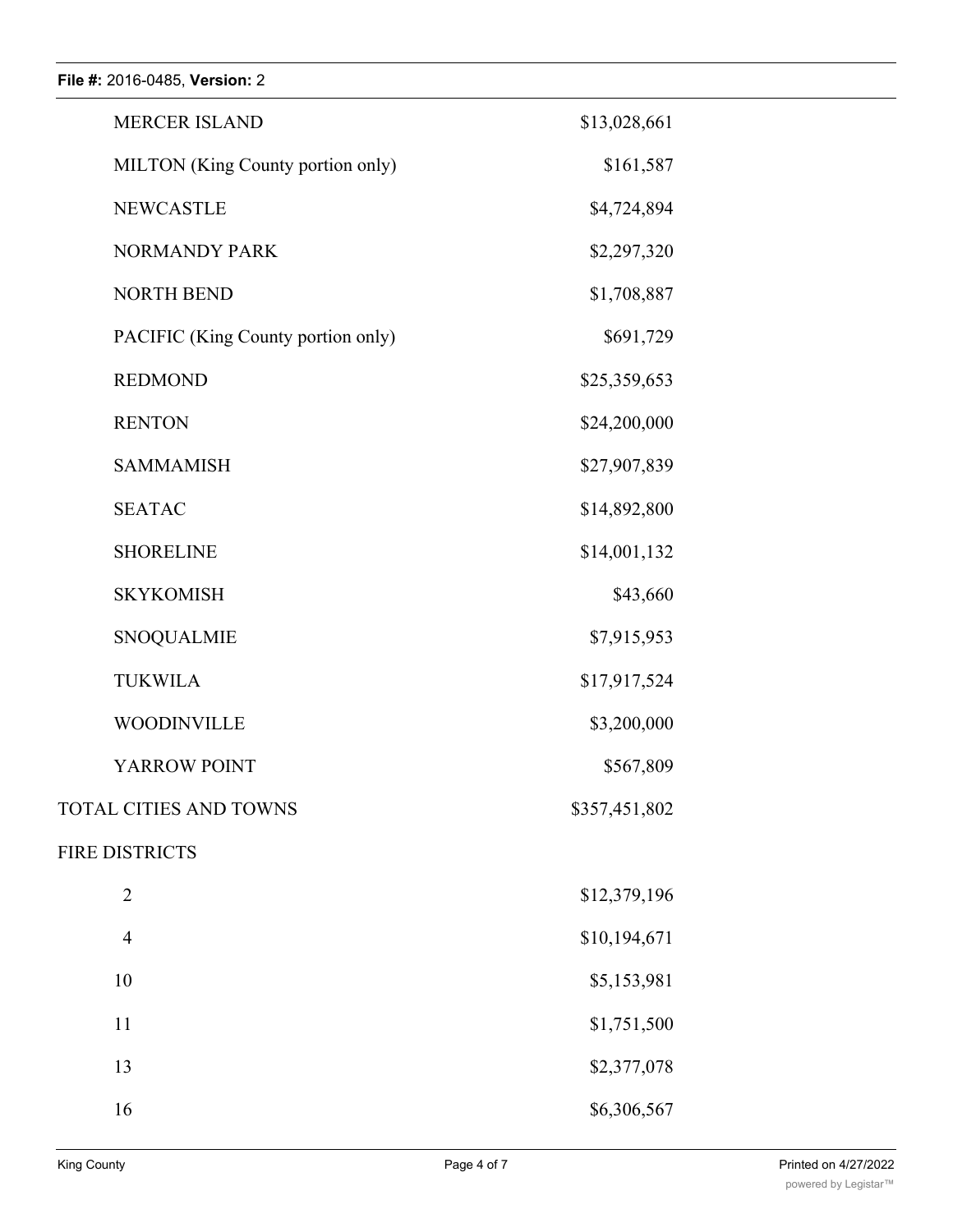| | |
|---|---|
| MERCER ISLAND | $13,028,661 |
| MILTON (King County portion only) | $161,587 |
| NEWCASTLE | $4,724,894 |
| NORMANDY PARK | $2,297,320 |
| NORTH BEND | $1,708,887 |
| PACIFIC (King County portion only) | $691,729 |
| REDMOND | $25,359,653 |
| RENTON | $24,200,000 |
| SAMMAMISH | $27,907,839 |
| SEATAC | $14,892,800 |
| SHORELINE | $14,001,132 |
| SKYKOMISH | $43,660 |
| SNOQUALMIE | $7,915,953 |
| TUKWILA | $17,917,524 |
| WOODINVILLE | $3,200,000 |
| YARROW POINT | $567,809 |
| TOTAL CITIES AND TOWNS | $357,451,802 |
| FIRE DISTRICTS | |
| 2 | $12,379,196 |
| 4 | $10,194,671 |
| 10 | $5,153,981 |
| 11 | $1,751,500 |
| 13 | $2,377,078 |
| 16 | $6,306,567 |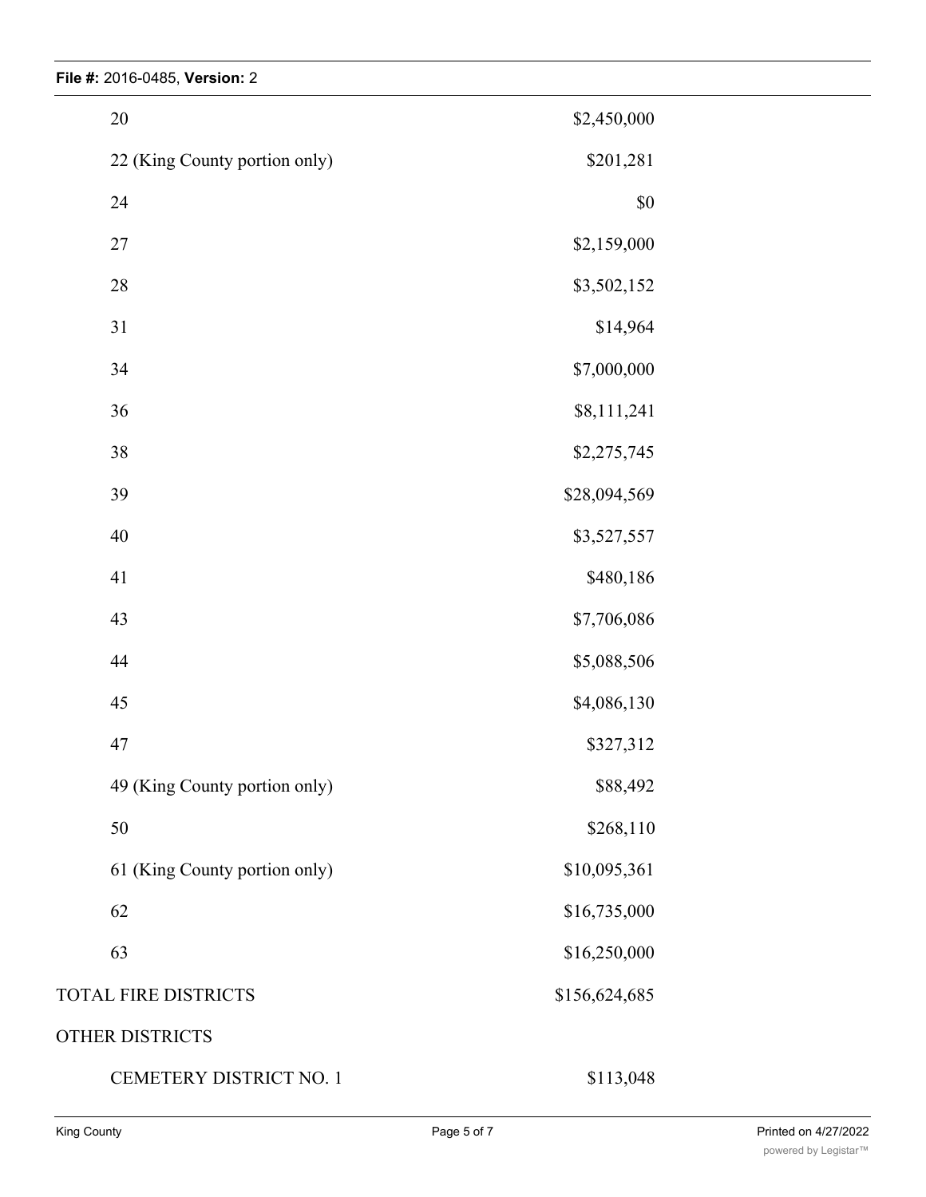| | |
|---|---|
| 20 | $2,450,000 |
| 22 (King County portion only) | $201,281 |
| 24 | $0 |
| 27 | $2,159,000 |
| 28 | $3,502,152 |
| 31 | $14,964 |
| 34 | $7,000,000 |
| 36 | $8,111,241 |
| 38 | $2,275,745 |
| 39 | $28,094,569 |
| 40 | $3,527,557 |
| 41 | $480,186 |
| 43 | $7,706,086 |
| 44 | $5,088,506 |
| 45 | $4,086,130 |
| 47 | $327,312 |
| 49 (King County portion only) | $88,492 |
| 50 | $268,110 |
| 61 (King County portion only) | $10,095,361 |
| 62 | $16,735,000 |
| 63 | $16,250,000 |
| TOTAL FIRE DISTRICTS | $156,624,685 |
| OTHER DISTRICTS | |
| CEMETERY DISTRICT NO. 1 | $113,048 |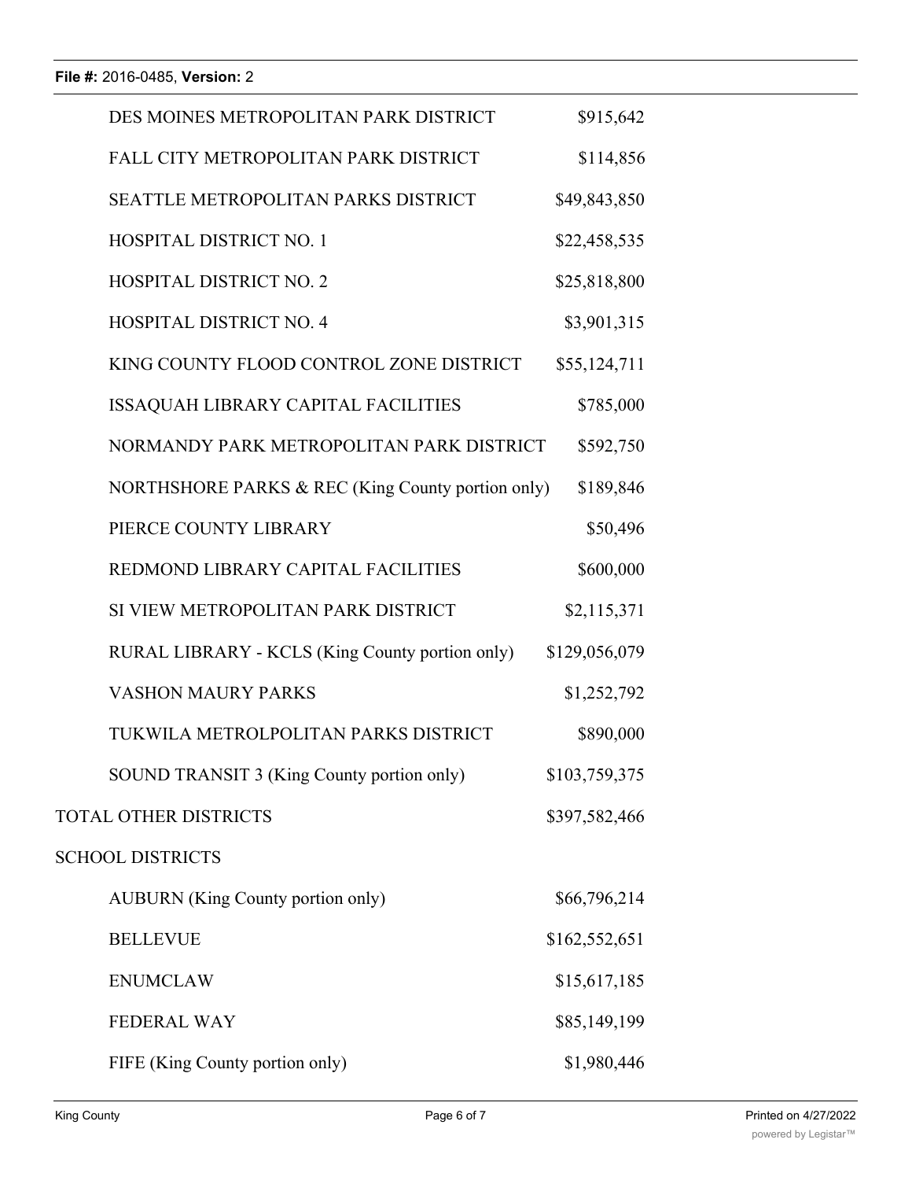| | |
|---|---|
| DES MOINES METROPOLITAN PARK DISTRICT | $915,642 |
| FALL CITY METROPOLITAN PARK DISTRICT | $114,856 |
| SEATTLE METROPOLITAN PARKS DISTRICT | $49,843,850 |
| HOSPITAL DISTRICT NO. 1 | $22,458,535 |
| HOSPITAL DISTRICT NO. 2 | $25,818,800 |
| HOSPITAL DISTRICT NO. 4 | $3,901,315 |
| KING COUNTY FLOOD CONTROL ZONE DISTRICT | $55,124,711 |
| ISSAQUAH LIBRARY CAPITAL FACILITIES | $785,000 |
| NORMANDY PARK METROPOLITAN PARK DISTRICT | $592,750 |
| NORTHSHORE PARKS & REC (King County portion only) | $189,846 |
| PIERCE COUNTY LIBRARY | $50,496 |
| REDMOND LIBRARY CAPITAL FACILITIES | $600,000 |
| SI VIEW METROPOLITAN PARK DISTRICT | $2,115,371 |
| RURAL LIBRARY - KCLS (King County portion only) | $129,056,079 |
| VASHON MAURY PARKS | $1,252,792 |
| TUKWILA METROLPOLITAN PARKS DISTRICT | $890,000 |
| SOUND TRANSIT 3 (King County portion only) | $103,759,375 |
| TOTAL OTHER DISTRICTS | $397,582,466 |
| SCHOOL DISTRICTS | |
| AUBURN (King County portion only) | $66,796,214 |
| BELLEVUE | $162,552,651 |
| ENUMCLAW | $15,617,185 |
| FEDERAL WAY | $85,149,199 |
| FIFE (King County portion only) | $1,980,446 |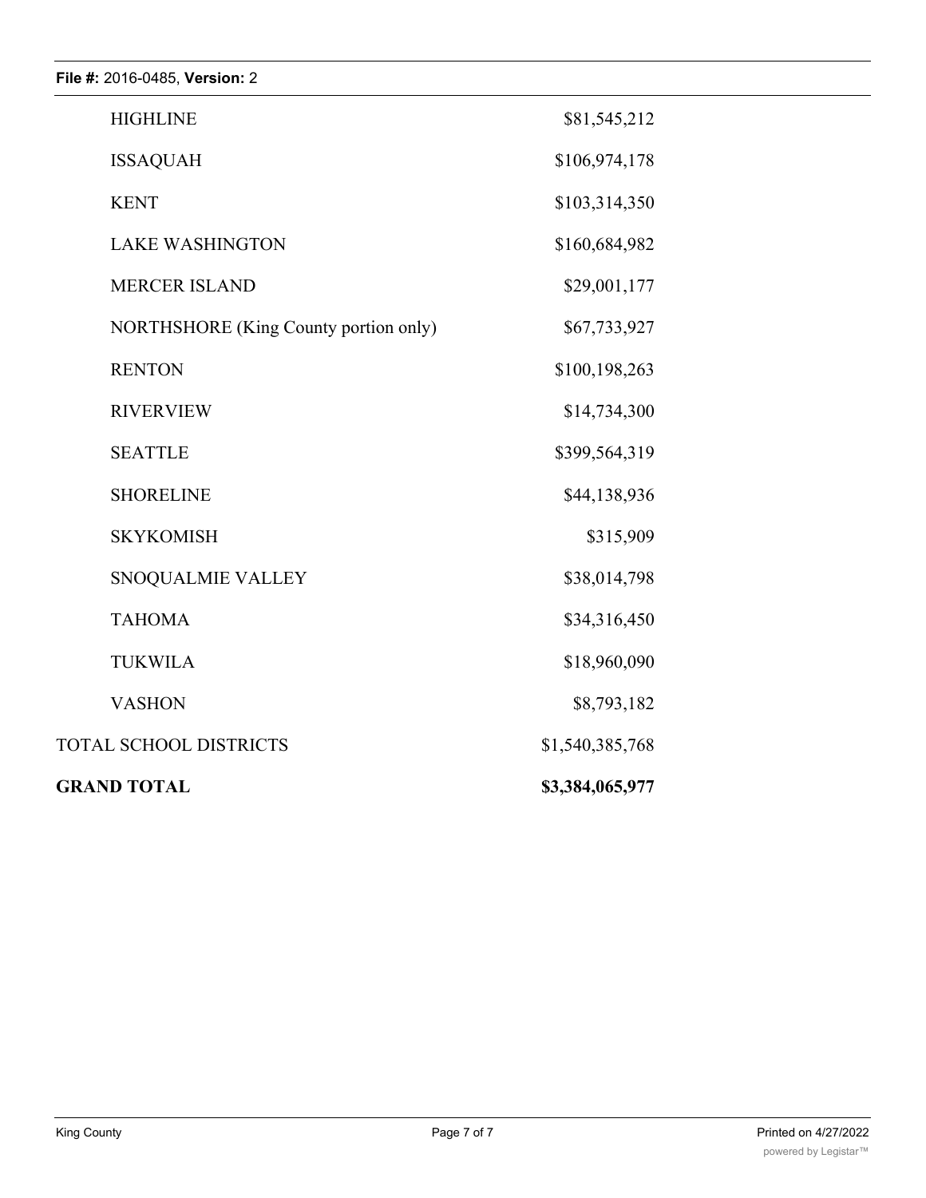| | |
|---|---|
| HIGHLINE | $81,545,212 |
| ISSAQUAH | $106,974,178 |
| KENT | $103,314,350 |
| LAKE WASHINGTON | $160,684,982 |
| MERCER ISLAND | $29,001,177 |
| NORTHSHORE (King County portion only) | $67,733,927 |
| RENTON | $100,198,263 |
| RIVERVIEW | $14,734,300 |
| SEATTLE | $399,564,319 |
| SHORELINE | $44,138,936 |
| SKYKOMISH | $315,909 |
| SNOQUALMIE VALLEY | $38,014,798 |
| TAHOMA | $34,316,450 |
| TUKWILA | $18,960,090 |
| VASHON | $8,793,182 |
| TOTAL SCHOOL DISTRICTS | $1,540,385,768 |
| **GRAND TOTAL** | **$3,384,065,977** |